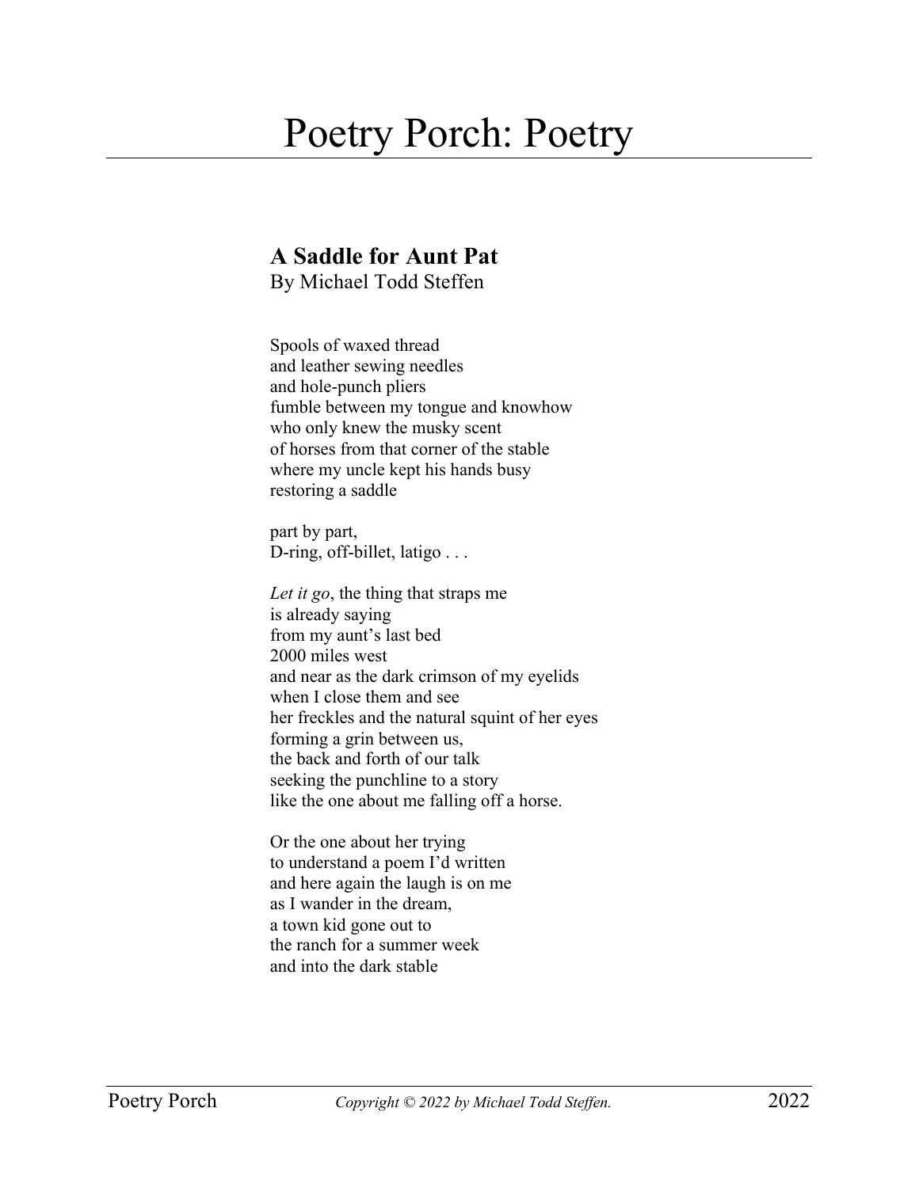# Poetry Porch: Poetry

## A Saddle for Aunt Pat

By Michael Todd Steffen

Spools of waxed thread
and leather sewing needles
and hole-punch pliers
fumble between my tongue and knowhow
who only knew the musky scent
of horses from that corner of the stable
where my uncle kept his hands busy
restoring a saddle

part by part,
D-ring, off-billet, latigo . . .

*Let it go*, the thing that straps me
is already saying
from my aunt's last bed
2000 miles west
and near as the dark crimson of my eyelids
when I close them and see
her freckles and the natural squint of her eyes
forming a grin between us,
the back and forth of our talk
seeking the punchline to a story
like the one about me falling off a horse.

Or the one about her trying
to understand a poem I'd written
and here again the laugh is on me
as I wander in the dream,
a town kid gone out to
the ranch for a summer week
and into the dark stable

*Copyright © 2022 by Michael Todd Steffen.*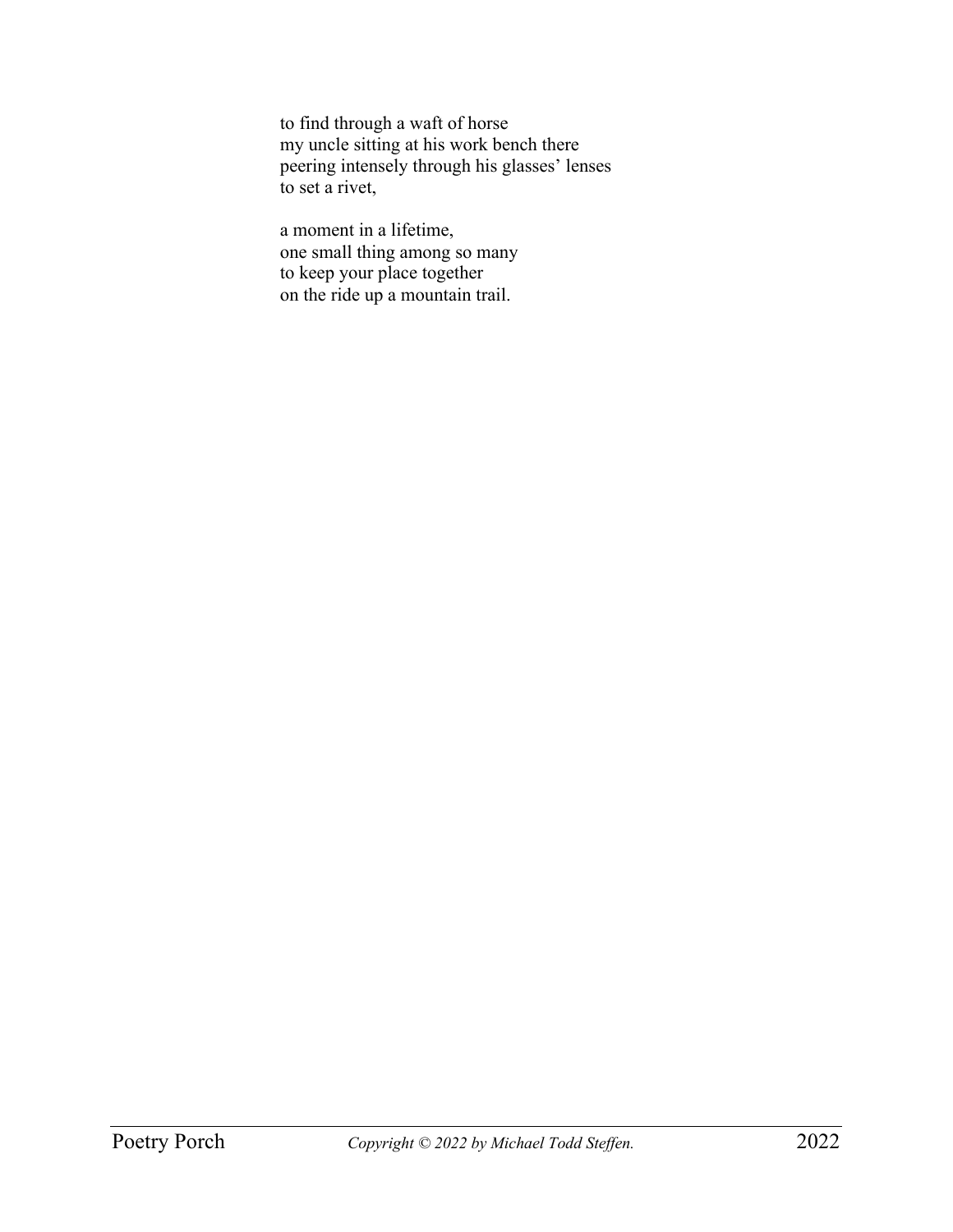to find through a waft of horse
my uncle sitting at his work bench there
peering intensely through his glasses' lenses
to set a rivet,

a moment in a lifetime,
one small thing among so many
to keep your place together
on the ride up a mountain trail.

*Copyright © 2022 by Michael Todd Steffen.*